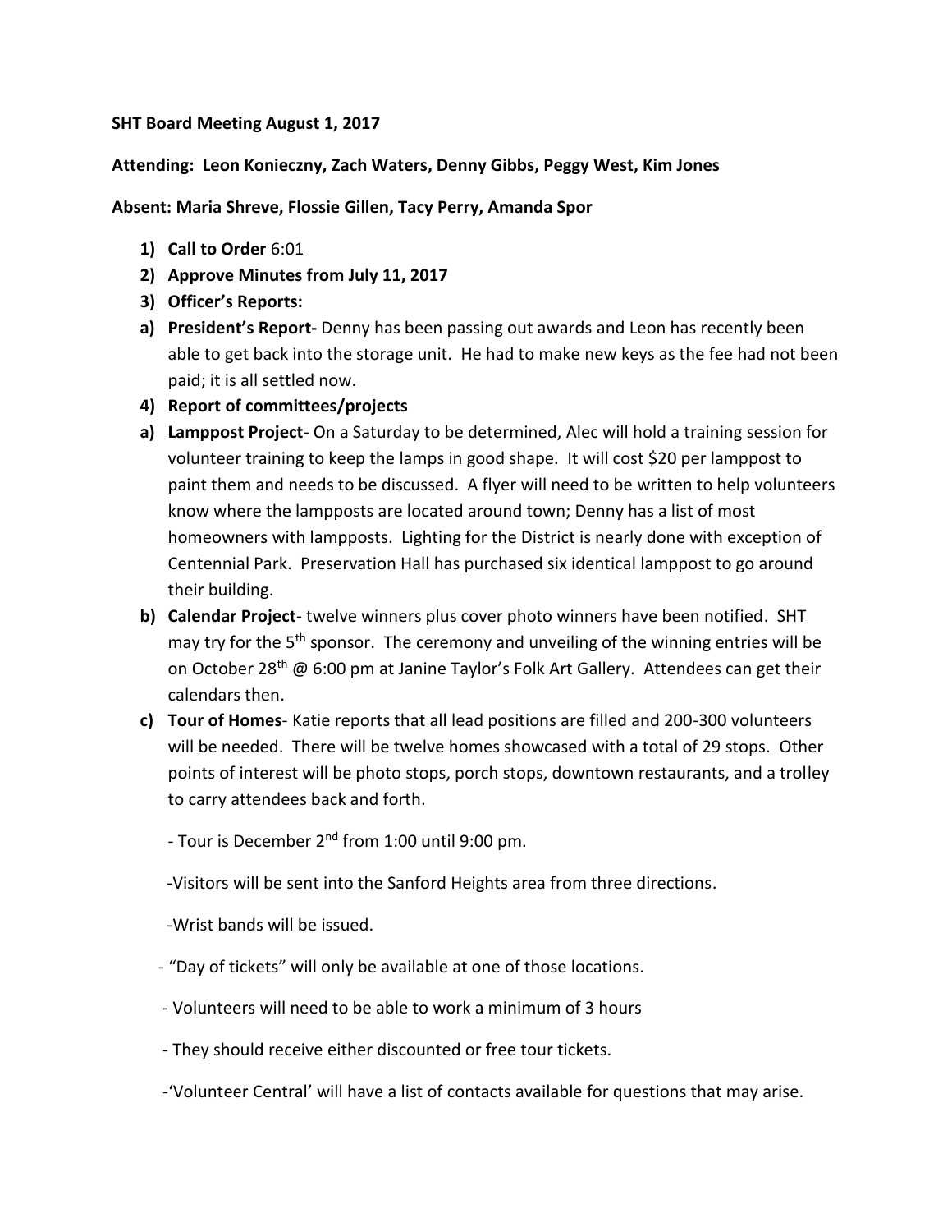**SHT Board Meeting August 1, 2017**

**Attending: Leon Konieczny, Zach Waters, Denny Gibbs, Peggy West, Kim Jones**

**Absent: Maria Shreve, Flossie Gillen, Tacy Perry, Amanda Spor**

1) **Call to Order** 6:01
2) **Approve Minutes from July 11, 2017**
3) **Officer's Reports:**

a) **President's Report-** Denny has been passing out awards and Leon has recently been able to get back into the storage unit. He had to make new keys as the fee had not been paid; it is all settled now.

4) **Report of committees/projects**

a) **Lamppost Project**- On a Saturday to be determined, Alec will hold a training session for volunteer training to keep the lamps in good shape. It will cost $20 per lamppost to paint them and needs to be discussed. A flyer will need to be written to help volunteers know where the lampposts are located around town; Denny has a list of most homeowners with lampposts. Lighting for the District is nearly done with exception of Centennial Park. Preservation Hall has purchased six identical lamppost to go around their building.

b) **Calendar Project**- twelve winners plus cover photo winners have been notified. SHT may try for the 5th sponsor. The ceremony and unveiling of the winning entries will be on October 28th @ 6:00 pm at Janine Taylor's Folk Art Gallery. Attendees can get their calendars then.

c) **Tour of Homes**- Katie reports that all lead positions are filled and 200-300 volunteers will be needed. There will be twelve homes showcased with a total of 29 stops. Other points of interest will be photo stops, porch stops, downtown restaurants, and a trolley to carry attendees back and forth.

- Tour is December 2nd from 1:00 until 9:00 pm.
- Visitors will be sent into the Sanford Heights area from three directions.
- Wrist bands will be issued.
- "Day of tickets" will only be available at one of those locations.
- Volunteers will need to be able to work a minimum of 3 hours
- They should receive either discounted or free tour tickets.
- 'Volunteer Central' will have a list of contacts available for questions that may arise.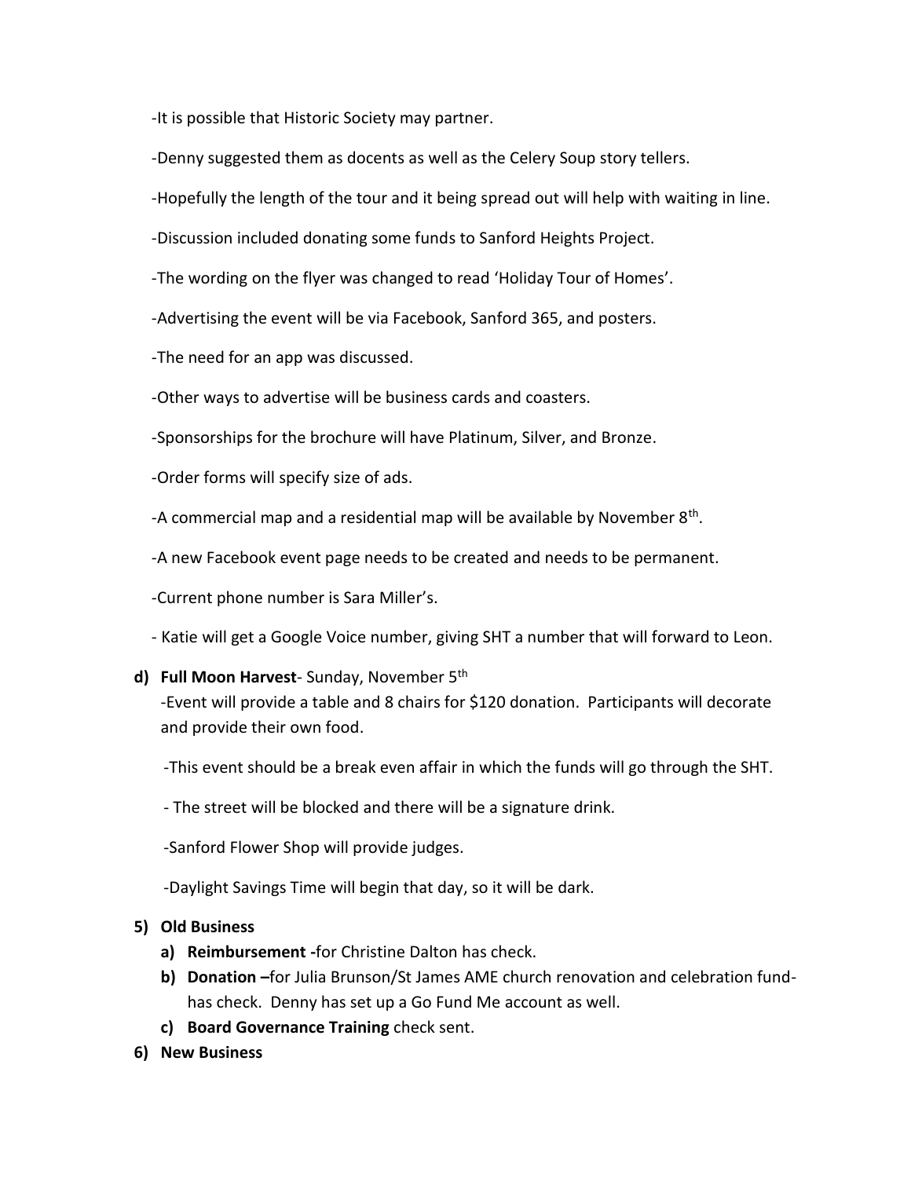-It is possible that Historic Society may partner.

-Denny suggested them as docents as well as the Celery Soup story tellers.

-Hopefully the length of the tour and it being spread out will help with waiting in line.

-Discussion included donating some funds to Sanford Heights Project.

-The wording on the flyer was changed to read 'Holiday Tour of Homes'.

-Advertising the event will be via Facebook, Sanford 365, and posters.

-The need for an app was discussed.

-Other ways to advertise will be business cards and coasters.

-Sponsorships for the brochure will have Platinum, Silver, and Bronze.

-Order forms will specify size of ads.

-A commercial map and a residential map will be available by November 8th.

-A new Facebook event page needs to be created and needs to be permanent.

-Current phone number is Sara Miller's.

- Katie will get a Google Voice number, giving SHT a number that will forward to Leon.

**d) Full Moon Harvest**- Sunday, November 5th

-Event will provide a table and 8 chairs for $120 donation. Participants will decorate and provide their own food.

-This event should be a break even affair in which the funds will go through the SHT.

- The street will be blocked and there will be a signature drink.

-Sanford Flower Shop will provide judges.

-Daylight Savings Time will begin that day, so it will be dark.

**5) Old Business**

a) **Reimbursement -**for Christine Dalton has check.
b) **Donation –**for Julia Brunson/St James AME church renovation and celebration fund- has check. Denny has set up a Go Fund Me account as well.
c) **Board Governance Training** check sent.

**6) New Business**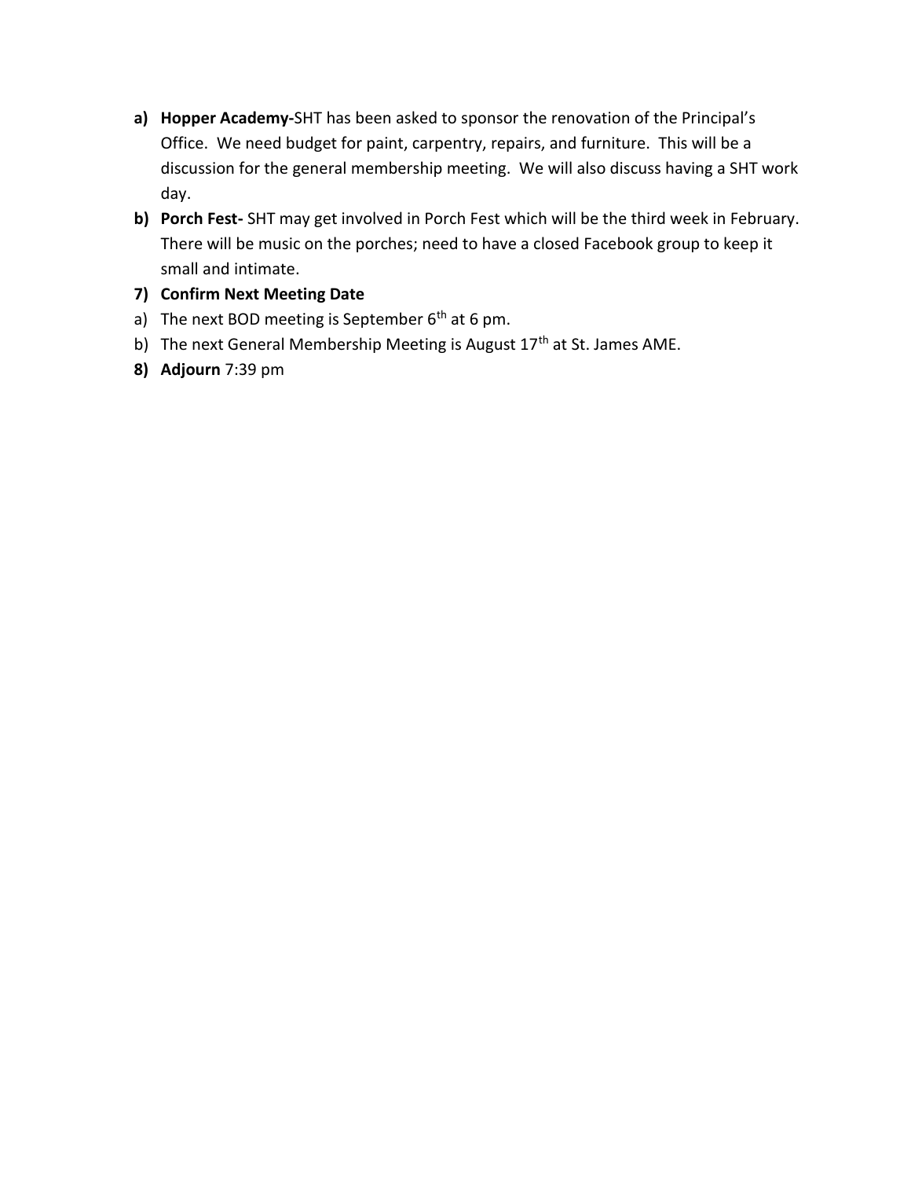a) **Hopper Academy-**SHT has been asked to sponsor the renovation of the Principal's Office. We need budget for paint, carpentry, repairs, and furniture. This will be a discussion for the general membership meeting. We will also discuss having a SHT work day.

b) **Porch Fest-** SHT may get involved in Porch Fest which will be the third week in February. There will be music on the porches; need to have a closed Facebook group to keep it small and intimate.

7) **Confirm Next Meeting Date**

a) The next BOD meeting is September 6th at 6 pm.

b) The next General Membership Meeting is August 17th at St. James AME.

8) **Adjourn** 7:39 pm